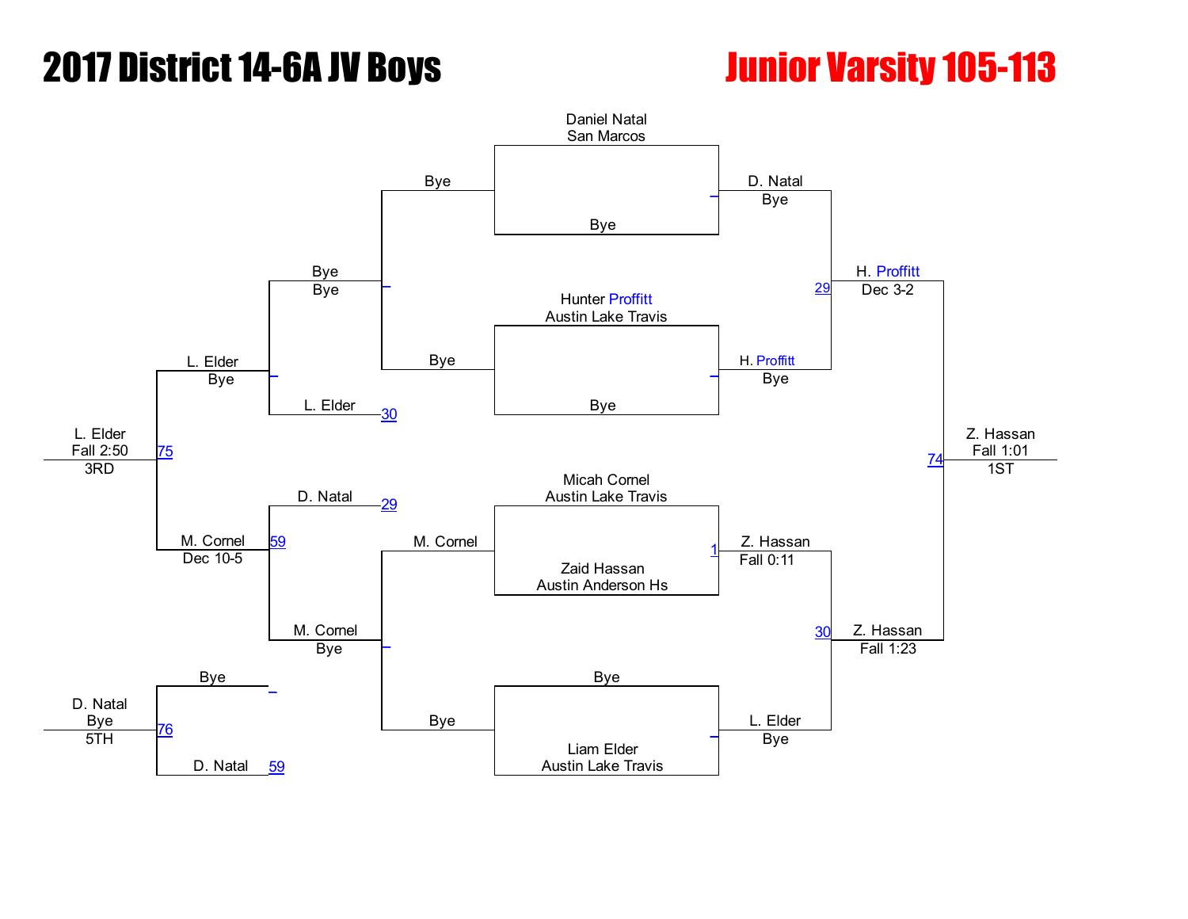# 2017 District 14-6A JV Boys

## Junior Varsity 105-113

**Championship Bracket**

| Round | Matchup / Result |
| --- | --- |
| First Round | Daniel Natal (San Marcos) vs Bye |
| First Round | Hunter Proffitt (Austin Lake Travis) vs Bye |
| First Round | Micah Cornel (Austin Lake Travis) vs Zaid Hassan (Austin Anderson Hs) |
| First Round | Bye vs Liam Elder (Austin Lake Travis) |
| Quarterfinal winners | D. Natal — Bye |
| | H. Proffitt — Bye |
| | Z. Hassan — Fall 0:11 (1) |
| | L. Elder — Bye |
| Semifinal winners | H. Proffitt — Dec 3-2 (29) |
| | Z. Hassan — Fall 1:23 (30) |
| Final (74) | Z. Hassan — Fall 1:01 — 1ST |

**Consolation Bracket**

| Round | Matchup / Result |
| --- | --- |
| Consolation | Bye vs M. Cornel → M. Cornel, Bye |
| Consolation | Bye vs Bye → Bye, Bye |
| Consolation | Bye vs L. Elder (30) → L. Elder, Bye |
| Consolation | D. Natal (29) vs M. Cornel → M. Cornel, Dec 10-5 (59) |
| 3rd Place (75) | L. Elder vs M. Cornel → L. Elder, Fall 2:50 — 3RD |
| 5th Place (76) | Bye vs D. Natal (59) → D. Natal, Bye — 5TH |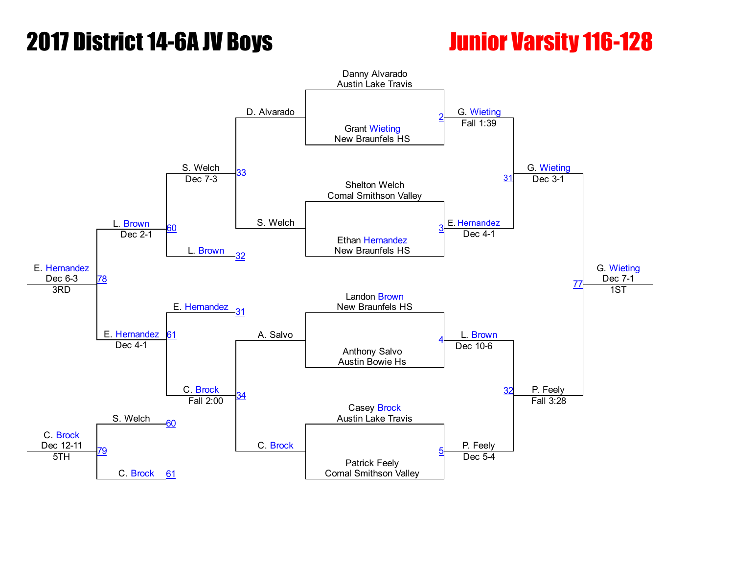# 2017 District 14-6A JV Boys

## Junior Varsity 116-128

### Championship Bracket

| Match | Wrestler 1 | Wrestler 2 | Winner | Result |
|---|---|---|---|---|
| 2 | Danny Alvarado (Austin Lake Travis) | Grant Wieting (New Braunfels HS) | G. Wieting | Fall 1:39 |
| 3 | Shelton Welch (Comal Smithson Valley) | Ethan Hernandez (New Braunfels HS) | E. Hernandez | Dec 4-1 |
| 4 | Landon Brown (New Braunfels HS) | Anthony Salvo (Austin Bowie Hs) | L. Brown | Dec 10-6 |
| 5 | Casey Brock (Austin Lake Travis) | Patrick Feely (Comal Smithson Valley) | P. Feely | Dec 5-4 |
| 31 | G. Wieting | E. Hernandez | G. Wieting | Dec 3-1 |
| 32 | L. Brown | P. Feely | P. Feely | Fall 3:28 |
| 77 | G. Wieting | P. Feely | G. Wieting | Dec 7-1 (1ST) |

### Consolation Bracket

| Match | Wrestler 1 | Wrestler 2 | Winner | Result |
|---|---|---|---|---|
| 33 | D. Alvarado | S. Welch | S. Welch | Dec 7-3 |
| 34 | A. Salvo | C. Brock | C. Brock | Fall 2:00 |
| 60 | S. Welch | L. Brown | L. Brown | Dec 2-1 |
| 61 | E. Hernandez | C. Brock | E. Hernandez | Dec 4-1 |
| 78 | L. Brown | E. Hernandez | E. Hernandez | Dec 6-3 (3RD) |
| 79 | S. Welch | C. Brock | C. Brock | Dec 12-11 (5TH) |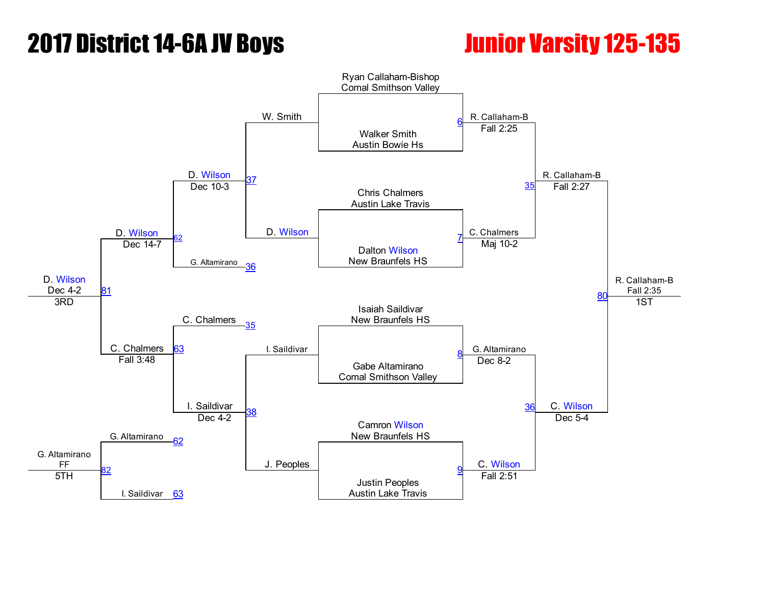# 2017 District 14-6A JV Boys

## Junior Varsity 125-135

### Championship Bracket

**Quarterfinals**

- Bout 6: Ryan Callaham-Bishop (Comal Smithson Valley) vs. Walker Smith (Austin Bowie Hs) — R. Callaham-B, Fall 2:25
- Bout 7: Chris Chalmers (Austin Lake Travis) vs. Dalton Wilson (New Braunfels HS) — C. Chalmers, Maj 10-2
- Bout 8: Isaiah Saildivar (New Braunfels HS) vs. Gabe Altamirano (Comal Smithson Valley) — G. Altamirano, Dec 8-2
- Bout 9: Camron Wilson (New Braunfels HS) vs. Justin Peoples (Austin Lake Travis) — C. Wilson, Fall 2:51

**Semifinals**

- Bout 35: R. Callaham-B vs. C. Chalmers — R. Callaham-B, Fall 2:27
- Bout 36: G. Altamirano vs. C. Wilson — C. Wilson, Dec 5-4

**Final**

- Bout 80: R. Callaham-B vs. C. Wilson — R. Callaham-B, Fall 2:35 — 1ST

### Consolation Bracket

- Bout 37: W. Smith vs. D. Wilson — D. Wilson, Dec 10-3
- Bout 38: I. Saildivar vs. J. Peoples — I. Saildivar, Dec 4-2
- Bout 62: D. Wilson vs. G. Altamirano (36) — D. Wilson, Dec 14-7
- Bout 63: C. Chalmers (35) vs. I. Saildivar — C. Chalmers, Fall 3:48
- Bout 81: D. Wilson vs. C. Chalmers — D. Wilson, Dec 4-2 — 3RD
- Bout 82: G. Altamirano (62) vs. I. Saildivar (63) — G. Altamirano, FF — 5TH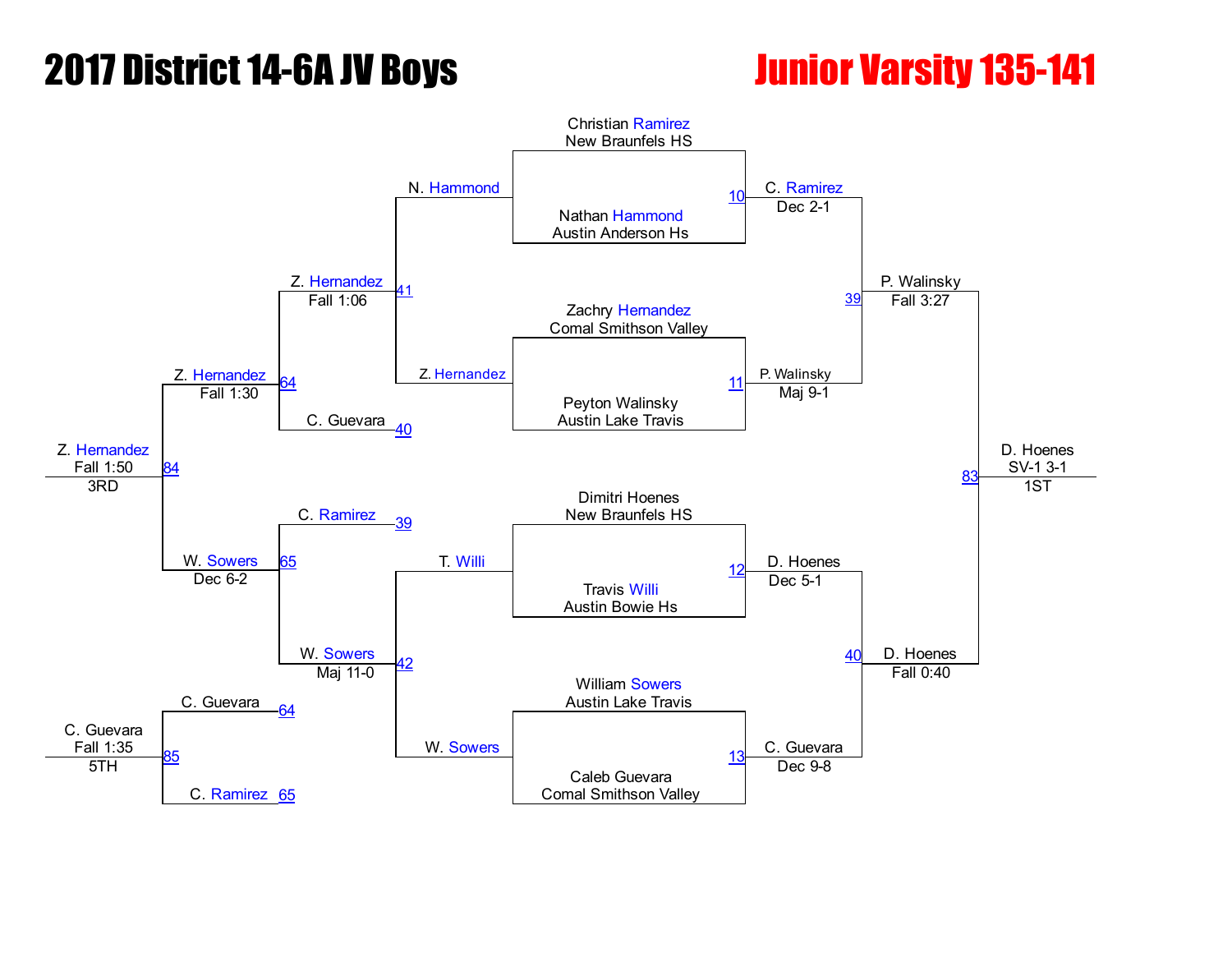# 2017 District 14-6A JV Boys

## Junior Varsity 135-141

### Championship Bracket

**First Round**

- Bout 10: Christian Ramirez (New Braunfels HS) vs. Nathan Hammond (Austin Anderson Hs) — Winner: C. Ramirez, Dec 2-1
- Bout 11: Zachry Hernandez (Comal Smithson Valley) vs. Peyton Walinsky (Austin Lake Travis) — Winner: P. Walinsky, Maj 9-1
- Bout 12: Dimitri Hoenes (New Braunfels HS) vs. Travis Willi (Austin Bowie Hs) — Winner: D. Hoenes, Dec 5-1
- Bout 13: William Sowers (Austin Lake Travis) vs. Caleb Guevara (Comal Smithson Valley) — Winner: C. Guevara, Dec 9-8

**Semifinals**

- Bout 39: C. Ramirez vs. P. Walinsky — Winner: P. Walinsky, Fall 3:27
- Bout 40: D. Hoenes vs. C. Guevara — Winner: D. Hoenes, Fall 0:40

**Final**

- Bout 83: P. Walinsky vs. D. Hoenes — Winner: D. Hoenes, SV-1 3-1 — 1ST

### Consolation Bracket

- Bout 41: N. Hammond vs. Z. Hernandez — Winner: Z. Hernandez, Fall 1:06
- Bout 42: T. Willi vs. W. Sowers — Winner: W. Sowers, Maj 11-0
- Bout 64: Z. Hernandez vs. C. Guevara (40) — Winner: Z. Hernandez, Fall 1:30
- Bout 65: C. Ramirez (39) vs. W. Sowers — Winner: W. Sowers, Dec 6-2
- Bout 84: Z. Hernandez vs. W. Sowers — Winner: Z. Hernandez, Fall 1:50 — 3RD
- Bout 85: C. Guevara (64) vs. C. Ramirez (65) — Winner: C. Guevara, Fall 1:35 — 5TH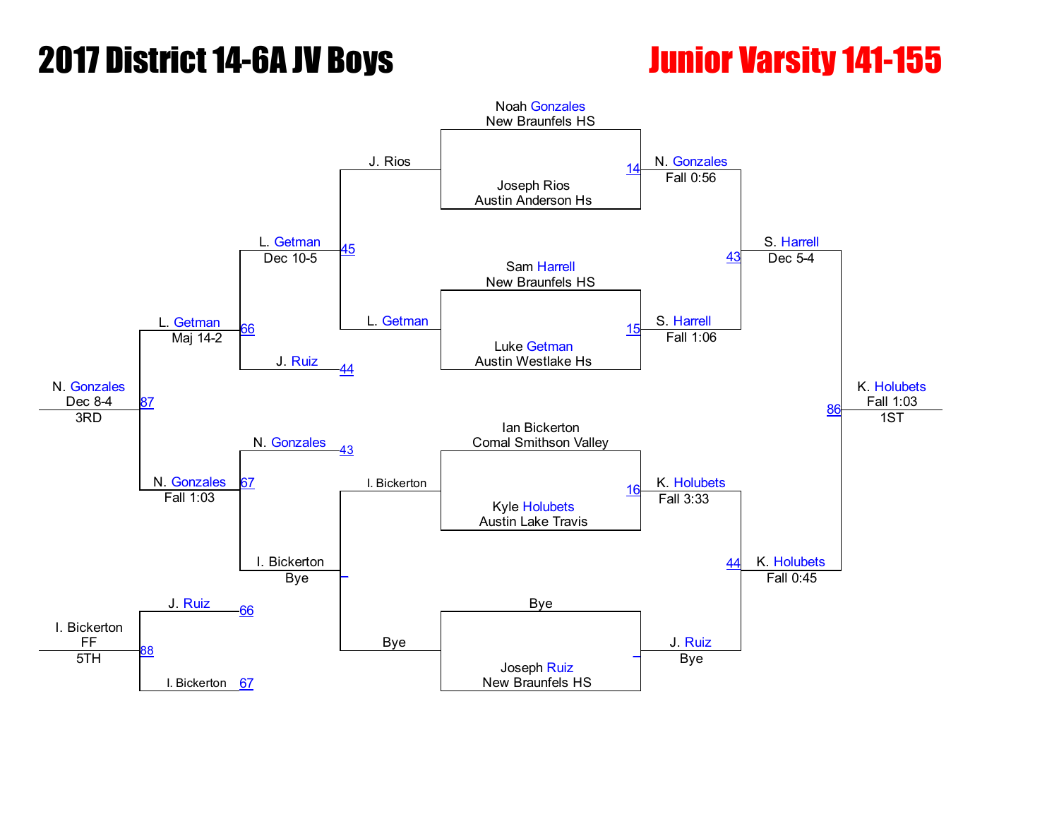# 2017 District 14-6A JV Boys

## Junior Varsity 141-155

### Championship Bracket

**Quarterfinals (Bout #)**

| Bout | Wrestler 1 | Wrestler 2 | Winner | Result |
|---|---|---|---|---|
| 14 | Noah Gonzales, New Braunfels HS | Joseph Rios, Austin Anderson Hs | N. Gonzales | Fall 0:56 |
| 15 | Sam Harrell, New Braunfels HS | Luke Getman, Austin Westlake Hs | S. Harrell | Fall 1:06 |
| 16 | Ian Bickerton, Comal Smithson Valley | Kyle Holubets, Austin Lake Travis | K. Holubets | Fall 3:33 |
| – | Bye | Joseph Ruiz, New Braunfels HS | J. Ruiz | Bye |

**Semifinals**

| Bout | Wrestler 1 | Wrestler 2 | Winner | Result |
|---|---|---|---|---|
| 43 | N. Gonzales | S. Harrell | S. Harrell | Dec 5-4 |
| 44 | K. Holubets | J. Ruiz | K. Holubets | Fall 0:45 |

**Final**

| Bout | Wrestler 1 | Wrestler 2 | Winner | Result | Place |
|---|---|---|---|---|---|
| 86 | S. Harrell | K. Holubets | K. Holubets | Fall 1:03 | 1ST |

### Consolation Bracket

| Bout | Wrestler 1 | Wrestler 2 | Winner | Result |
|---|---|---|---|---|
| – | I. Bickerton | Bye | I. Bickerton | Bye |
| 45 | J. Rios | L. Getman | L. Getman | Dec 10-5 |
| 66 | L. Getman | J. Ruiz | L. Getman | Maj 14-2 |
| 67 | N. Gonzales | I. Bickerton | N. Gonzales | Fall 1:03 |
| 87 | L. Getman | N. Gonzales | N. Gonzales | Dec 8-4 (3RD) |
| 88 | J. Ruiz | I. Bickerton | I. Bickerton | FF (5TH) |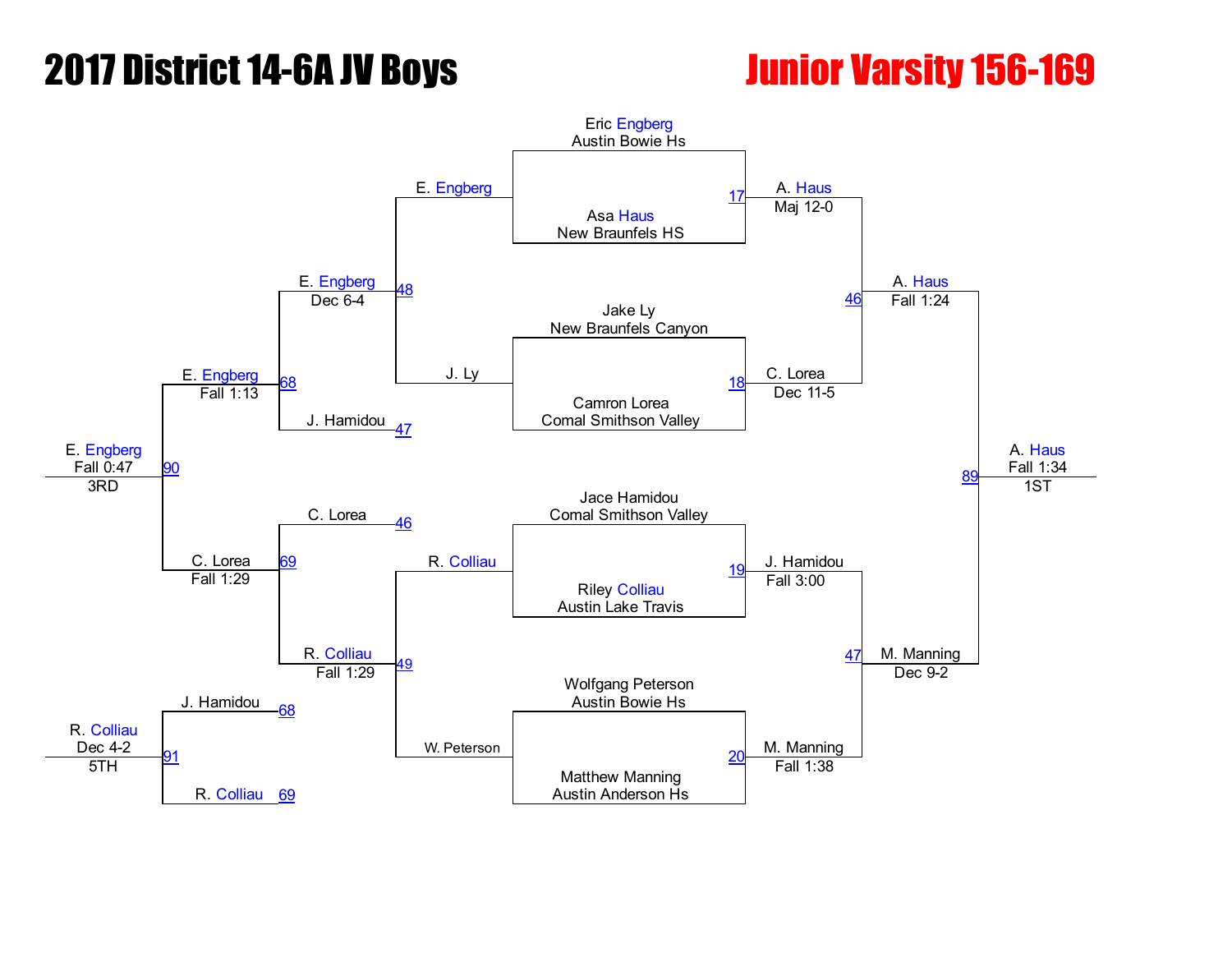# 2017 District 14-6A JV Boys

## Junior Varsity 156-169

### Championship Bracket

**First Round**

| Bout | Wrestler 1 | Wrestler 2 | Winner | Result |
|---|---|---|---|---|
| 17 | Eric Engberg, Austin Bowie Hs | Asa Haus, New Braunfels HS | A. Haus | Maj 12-0 |
| 18 | Jake Ly, New Braunfels Canyon | Camron Lorea, Comal Smithson Valley | C. Lorea | Dec 11-5 |
| 19 | Jace Hamidou, Comal Smithson Valley | Riley Colliau, Austin Lake Travis | J. Hamidou | Fall 3:00 |
| 20 | Wolfgang Peterson, Austin Bowie Hs | Matthew Manning, Austin Anderson Hs | M. Manning | Fall 1:38 |

**Semifinals**

| Bout | Winner | Result |
|---|---|---|
| 46 | A. Haus | Fall 1:24 |
| 47 | M. Manning | Dec 9-2 |

**Final**

| Bout | Winner | Result | Place |
|---|---|---|---|
| 89 | A. Haus | Fall 1:34 | 1ST |

### Consolation Bracket

| Bout | Wrestler 1 | Wrestler 2 | Winner | Result |
|---|---|---|---|---|
| 48 | E. Engberg | J. Ly | E. Engberg | Dec 6-4 |
| 49 | R. Colliau | W. Peterson | R. Colliau | Fall 1:29 |
| 68 | E. Engberg | J. Hamidou (47) | E. Engberg | Fall 1:13 |
| 69 | C. Lorea (46) | R. Colliau | C. Lorea | Fall 1:29 |
| 90 | E. Engberg | C. Lorea | E. Engberg (3RD) | Fall 0:47 |
| 91 | J. Hamidou (68) | R. Colliau (69) | R. Colliau (5TH) | Dec 4-2 |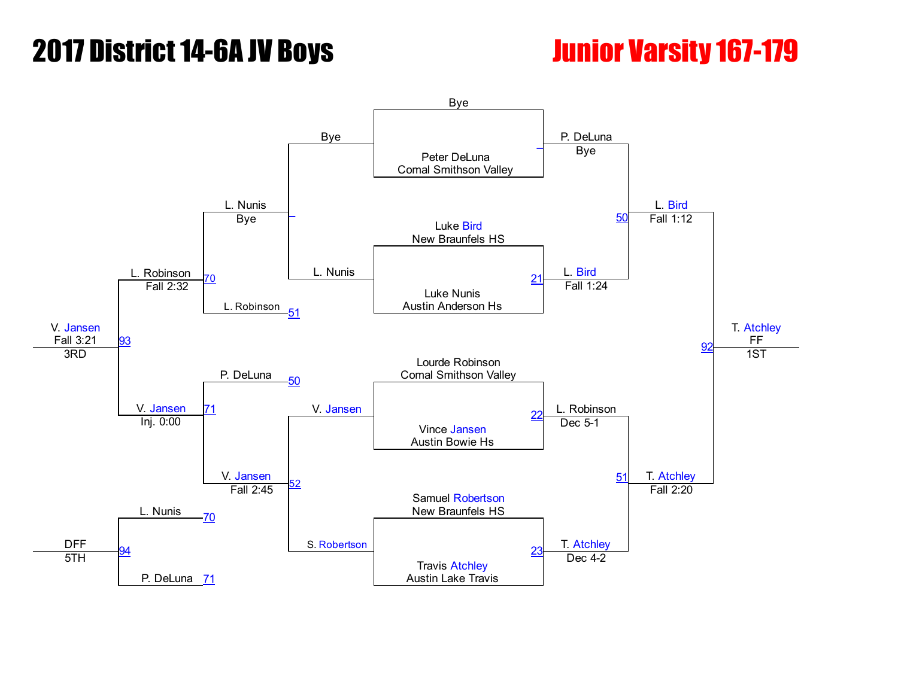# 2017 District 14-6A JV Boys

## Junior Varsity 167-179

### Championship Bracket

**First Round**

| Wrestler | School |
| --- | --- |
| Bye | |
| Peter DeLuna | Comal Smithson Valley |
| Luke Bird | New Braunfels HS |
| Luke Nunis | Austin Anderson Hs |
| Lourde Robinson | Comal Smithson Valley |
| Vince Jansen | Austin Bowie Hs |
| Samuel Robertson | New Braunfels HS |
| Travis Atchley | Austin Lake Travis |

**Quarterfinals**

| Bout | Winner | Result |
| --- | --- | --- |
| _ | P. DeLuna | Bye |
| 21 | L. Bird | Fall 1:24 |
| 22 | L. Robinson | Dec 5-1 |
| 23 | T. Atchley | Dec 4-2 |

**Semifinals**

| Bout | Winner | Result |
| --- | --- | --- |
| 50 | L. Bird | Fall 1:12 |
| 51 | T. Atchley | Fall 2:20 |

**Final**

| Bout | Winner | Result | Place |
| --- | --- | --- | --- |
| 92 | T. Atchley | FF | 1ST |

### Consolation Bracket

| Bout | Wrestlers | Winner | Result |
| --- | --- | --- | --- |
| _ | Bye vs. L. Nunis | L. Nunis | Bye |
| 52 | V. Jansen vs. S. Robertson | V. Jansen | Fall 2:45 |
| 70 | L. Nunis vs. L. Robinson (51) | L. Robinson | Fall 2:32 |
| 71 | P. DeLuna (50) vs. V. Jansen | V. Jansen | Inj. 0:00 |
| 93 | L. Robinson vs. V. Jansen | V. Jansen | Fall 3:21 — 3RD |
| 94 | L. Nunis (70) vs. P. DeLuna (71) | DFF | 5TH |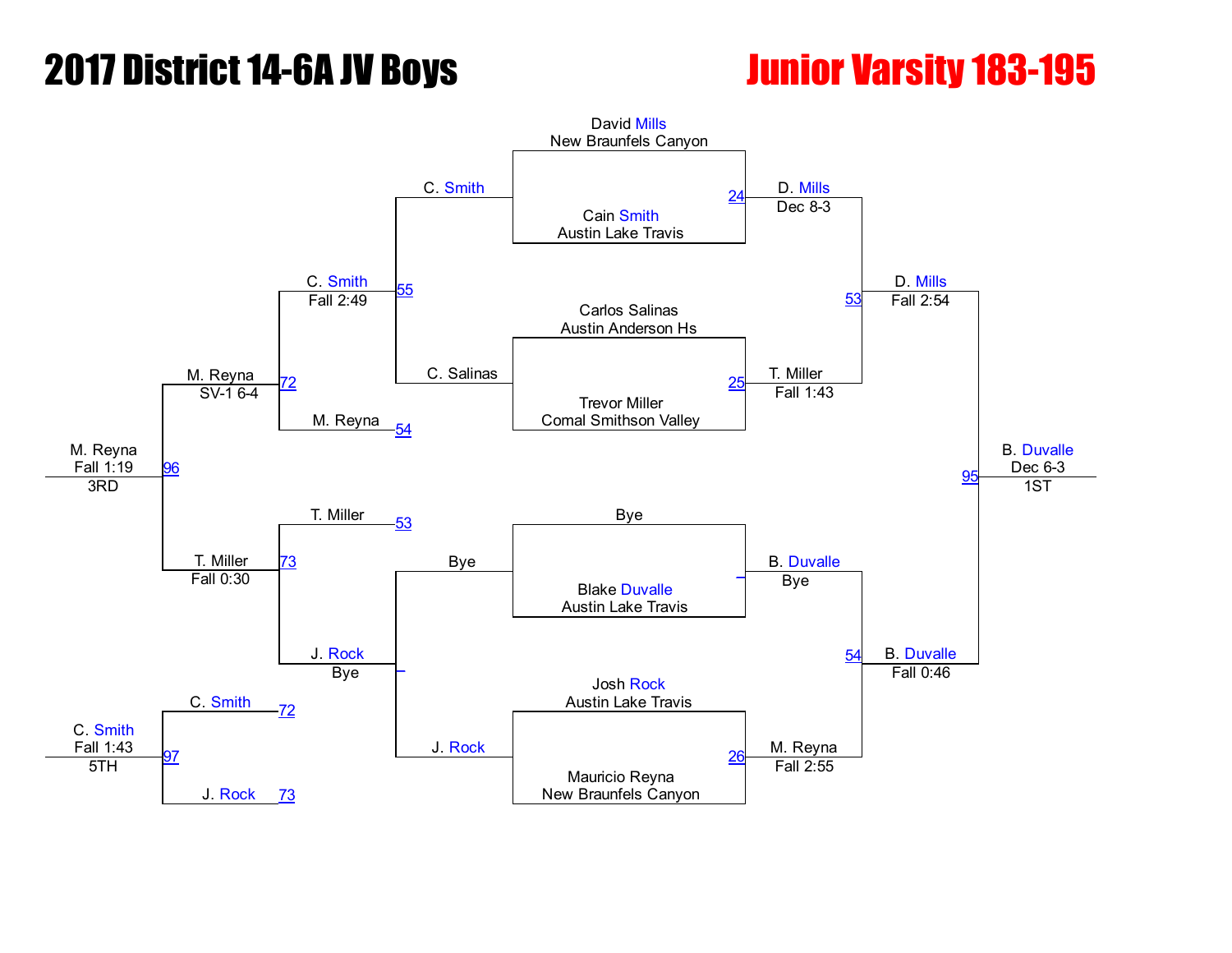# 2017 District 14-6A JV Boys

# Junior Varsity 183-195

## Championship Bracket

| Match | Wrestler 1 | Wrestler 2 | Winner | Result |
|---|---|---|---|---|
| 24 | David Mills, New Braunfels Canyon | Cain Smith, Austin Lake Travis | D. Mills | Dec 8-3 |
| 25 | Carlos Salinas, Austin Anderson Hs | Trevor Miller, Comal Smithson Valley | T. Miller | Fall 1:43 |
| _ | Bye | Blake Duvalle, Austin Lake Travis | B. Duvalle | Bye |
| 26 | Josh Rock, Austin Lake Travis | Mauricio Reyna, New Braunfels Canyon | M. Reyna | Fall 2:55 |
| 53 | D. Mills | T. Miller | D. Mills | Fall 2:54 |
| 54 | B. Duvalle | M. Reyna | B. Duvalle | Fall 0:46 |
| 95 | D. Mills | B. Duvalle | B. Duvalle (1ST) | Dec 6-3 |

## Consolation Bracket

| Match | Wrestler 1 | Wrestler 2 | Winner | Result |
|---|---|---|---|---|
| 55 | C. Smith | C. Salinas | C. Smith | Fall 2:49 |
| _ | Bye | J. Rock | J. Rock | Bye |
| 72 | C. Smith | M. Reyna | M. Reyna | SV-1 6-4 |
| 73 | T. Miller | J. Rock | T. Miller | Fall 0:30 |
| 96 | M. Reyna | T. Miller | M. Reyna (3RD) | Fall 1:19 |
| 97 | C. Smith | J. Rock | C. Smith (5TH) | Fall 1:43 |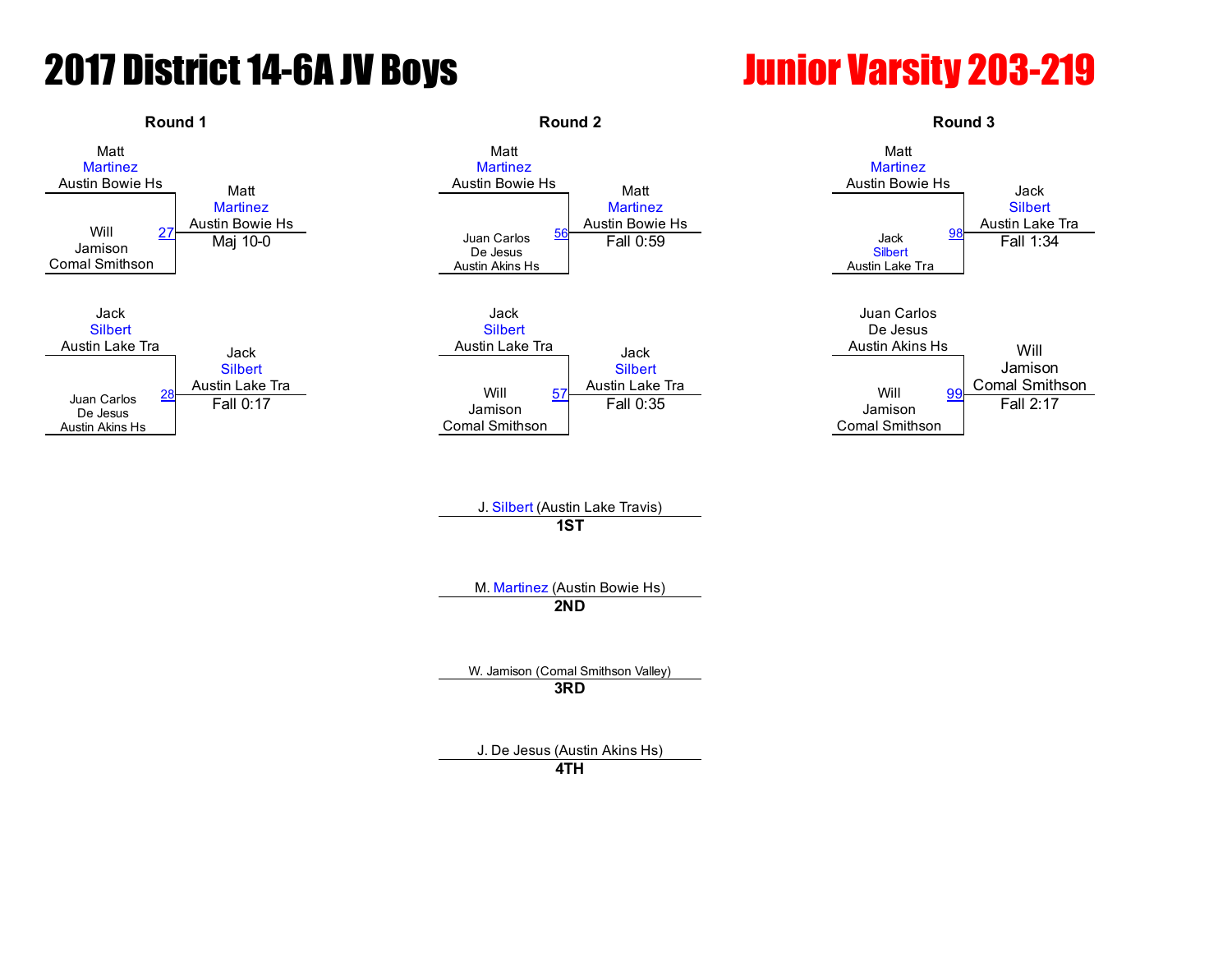# 2017 District 14-6A JV Boys

# Junior Varsity 203-219

### Round 1

| Match | Wrestler 1 | Wrestler 2 | Winner | Result |
|---|---|---|---|---|
| 27 | Matt Martinez, Austin Bowie Hs | Will Jamison, Comal Smithson | Matt Martinez, Austin Bowie Hs | Maj 10-0 |
| 28 | Jack Silbert, Austin Lake Tra | Juan Carlos De Jesus, Austin Akins Hs | Jack Silbert, Austin Lake Tra | Fall 0:17 |

### Round 2

| Match | Wrestler 1 | Wrestler 2 | Winner | Result |
|---|---|---|---|---|
| 56 | Matt Martinez, Austin Bowie Hs | Juan Carlos De Jesus, Austin Akins Hs | Matt Martinez, Austin Bowie Hs | Fall 0:59 |
| 57 | Jack Silbert, Austin Lake Tra | Will Jamison, Comal Smithson | Jack Silbert, Austin Lake Tra | Fall 0:35 |

### Round 3

| Match | Wrestler 1 | Wrestler 2 | Winner | Result |
|---|---|---|---|---|
| 98 | Matt Martinez, Austin Bowie Hs | Jack Silbert, Austin Lake Tra | Jack Silbert, Austin Lake Tra | Fall 1:34 |
| 99 | Juan Carlos De Jesus, Austin Akins Hs | Will Jamison, Comal Smithson | Will Jamison, Comal Smithson | Fall 2:17 |

### Placement

- **1ST**: J. Silbert (Austin Lake Travis)
- **2ND**: M. Martinez (Austin Bowie Hs)
- **3RD**: W. Jamison (Comal Smithson Valley)
- **4TH**: J. De Jesus (Austin Akins Hs)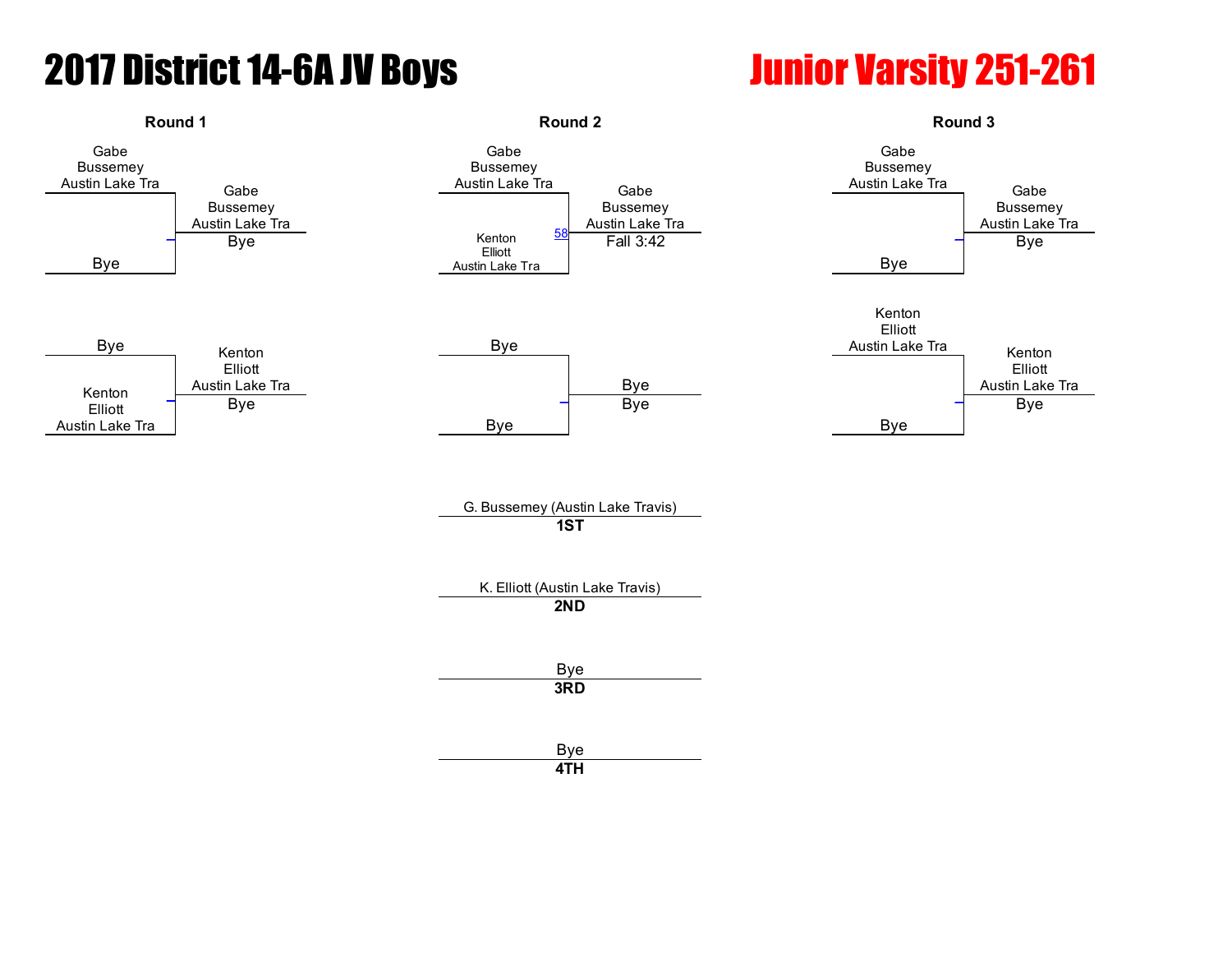# 2017 District 14-6A JV Boys

# Junior Varsity 251-261

### Round 1

Gabe
Bussemey
Austin Lake Tra

Bye

Gabe
Bussemey
Austin Lake Tra
Bye

Bye

Kenton
Elliott
Austin Lake Tra

Kenton
Elliott
Austin Lake Tra
Bye

### Round 2

Gabe
Bussemey
Austin Lake Tra

Kenton
Elliott
Austin Lake Tra

58

Gabe
Bussemey
Austin Lake Tra
Fall 3:42

Bye

Bye

Bye
Bye

### Round 3

Gabe
Bussemey
Austin Lake Tra

Bye

Gabe
Bussemey
Austin Lake Tra
Bye

Kenton
Elliott
Austin Lake Tra

Bye

Kenton
Elliott
Austin Lake Tra
Bye

G. Bussemey (Austin Lake Travis)
**1ST**

K. Elliott (Austin Lake Travis)
**2ND**

Bye
**3RD**

Bye
**4TH**